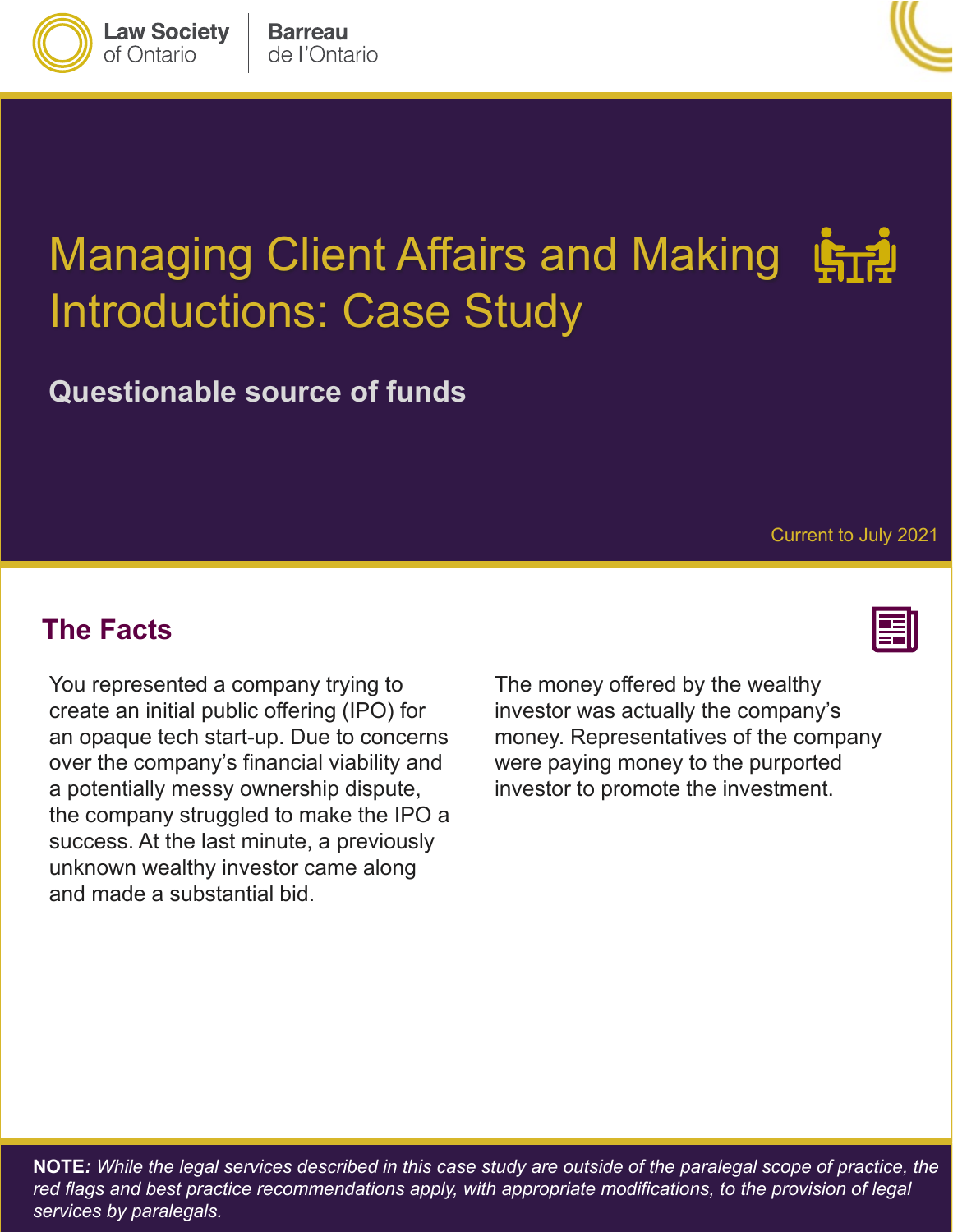Law Society of Ontario | Barreau de l'Ontario

# Managing Client Affairs and Making Introductions: Case Study

## Questionable source of funds

Current to July 2021

## The Facts

You represented a company trying to create an initial public offering (IPO) for an opaque tech start-up. Due to concerns over the company's financial viability and a potentially messy ownership dispute, the company struggled to make the IPO a success. At the last minute, a previously unknown wealthy investor came along and made a substantial bid.

The money offered by the wealthy investor was actually the company's money. Representatives of the company were paying money to the purported investor to promote the investment.

**NOTE**: *While the legal services described in this case study are outside of the paralegal scope of practice, the red flags and best practice recommendations apply, with appropriate modifications, to the provision of legal services by paralegals.*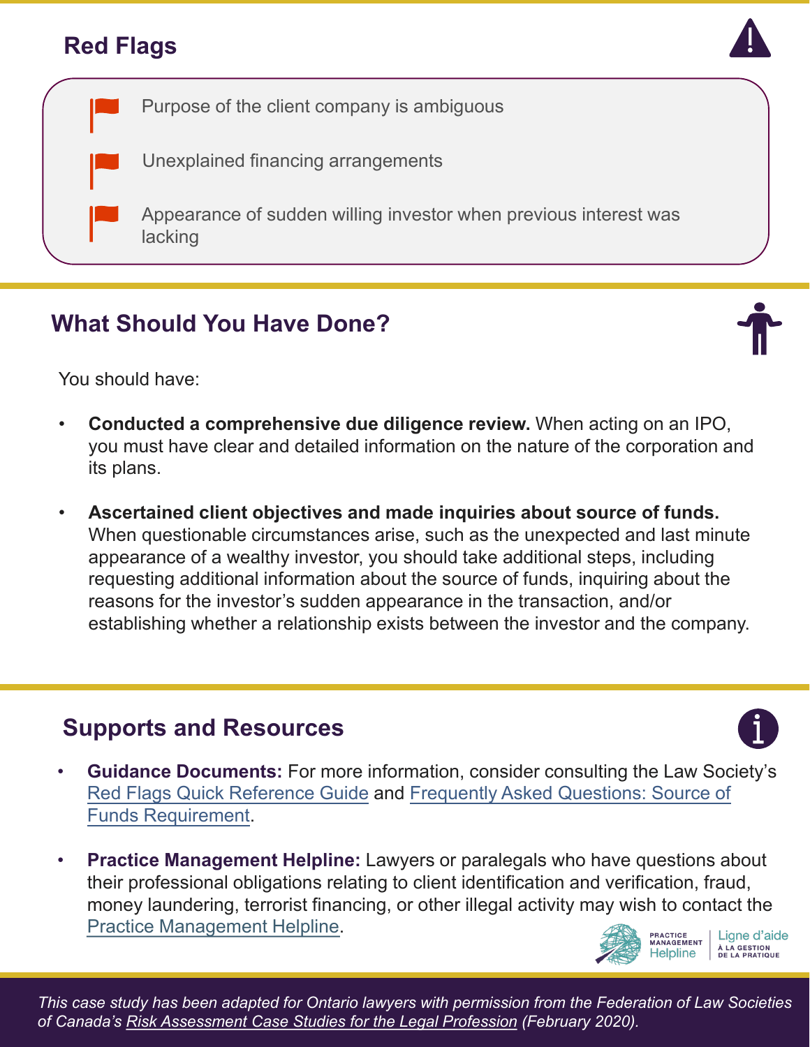## Red Flags

- Purpose of the client company is ambiguous
- Unexplained financing arrangements
- Appearance of sudden willing investor when previous interest was lacking

## What Should You Have Done?

You should have:

- **Conducted a comprehensive due diligence review.** When acting on an IPO, you must have clear and detailed information on the nature of the corporation and its plans.
- **Ascertained client objectives and made inquiries about source of funds.** When questionable circumstances arise, such as the unexpected and last minute appearance of a wealthy investor, you should take additional steps, including requesting additional information about the source of funds, inquiring about the reasons for the investor's sudden appearance in the transaction, and/or establishing whether a relationship exists between the investor and the company.

## Supports and Resources

- **Guidance Documents:** For more information, consider consulting the Law Society's Red Flags Quick Reference Guide and Frequently Asked Questions: Source of Funds Requirement.
- **Practice Management Helpline:** Lawyers or paralegals who have questions about their professional obligations relating to client identification and verification, fraud, money laundering, terrorist financing, or other illegal activity may wish to contact the Practice Management Helpline.

PRACTICE MANAGEMENT Helpline | Ligne d'aide À LA GESTION DE LA PRATIQUE

*This case study has been adapted for Ontario lawyers with permission from the Federation of Law Societies of Canada's Risk Assessment Case Studies for the Legal Profession (February 2020).*